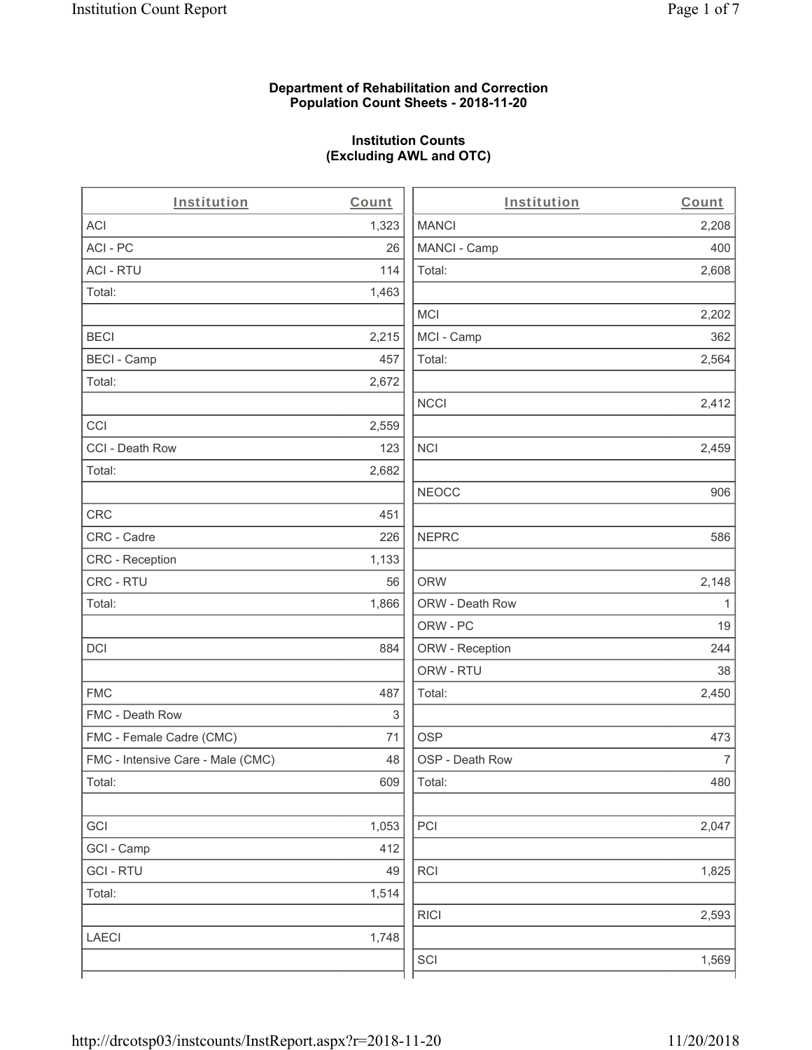**Department of Rehabilitation and Correction**
**Population Count Sheets - 2018-11-20**

**Institution Counts**
**(Excluding AWL and OTC)**

| Institution | Count |
|---|---|
| ACI | 1,323 |
| ACI - PC | 26 |
| ACI - RTU | 114 |
| Total: | 1,463 |
| | |
| BECI | 2,215 |
| BECI - Camp | 457 |
| Total: | 2,672 |
| | |
| CCI | 2,559 |
| CCI - Death Row | 123 |
| Total: | 2,682 |
| | |
| CRC | 451 |
| CRC - Cadre | 226 |
| CRC - Reception | 1,133 |
| CRC - RTU | 56 |
| Total: | 1,866 |
| | |
| DCI | 884 |
| | |
| FMC | 487 |
| FMC - Death Row | 3 |
| FMC - Female Cadre (CMC) | 71 |
| FMC - Intensive Care - Male (CMC) | 48 |
| Total: | 609 |
| | |
| GCI | 1,053 |
| GCI - Camp | 412 |
| GCI - RTU | 49 |
| Total: | 1,514 |
| | |
| LAECI | 1,748 |
| | |

| Institution | Count |
|---|---|
| MANCI | 2,208 |
| MANCI - Camp | 400 |
| Total: | 2,608 |
| | |
| MCI | 2,202 |
| MCI - Camp | 362 |
| Total: | 2,564 |
| | |
| NCCI | 2,412 |
| | |
| NCI | 2,459 |
| | |
| NEOCC | 906 |
| | |
| NEPRC | 586 |
| | |
| ORW | 2,148 |
| ORW - Death Row | 1 |
| ORW - PC | 19 |
| ORW - Reception | 244 |
| ORW - RTU | 38 |
| Total: | 2,450 |
| | |
| OSP | 473 |
| OSP - Death Row | 7 |
| Total: | 480 |
| | |
| PCI | 2,047 |
| | |
| RCI | 1,825 |
| | |
| RICI | 2,593 |
| | |
| SCI | 1,569 |
| | |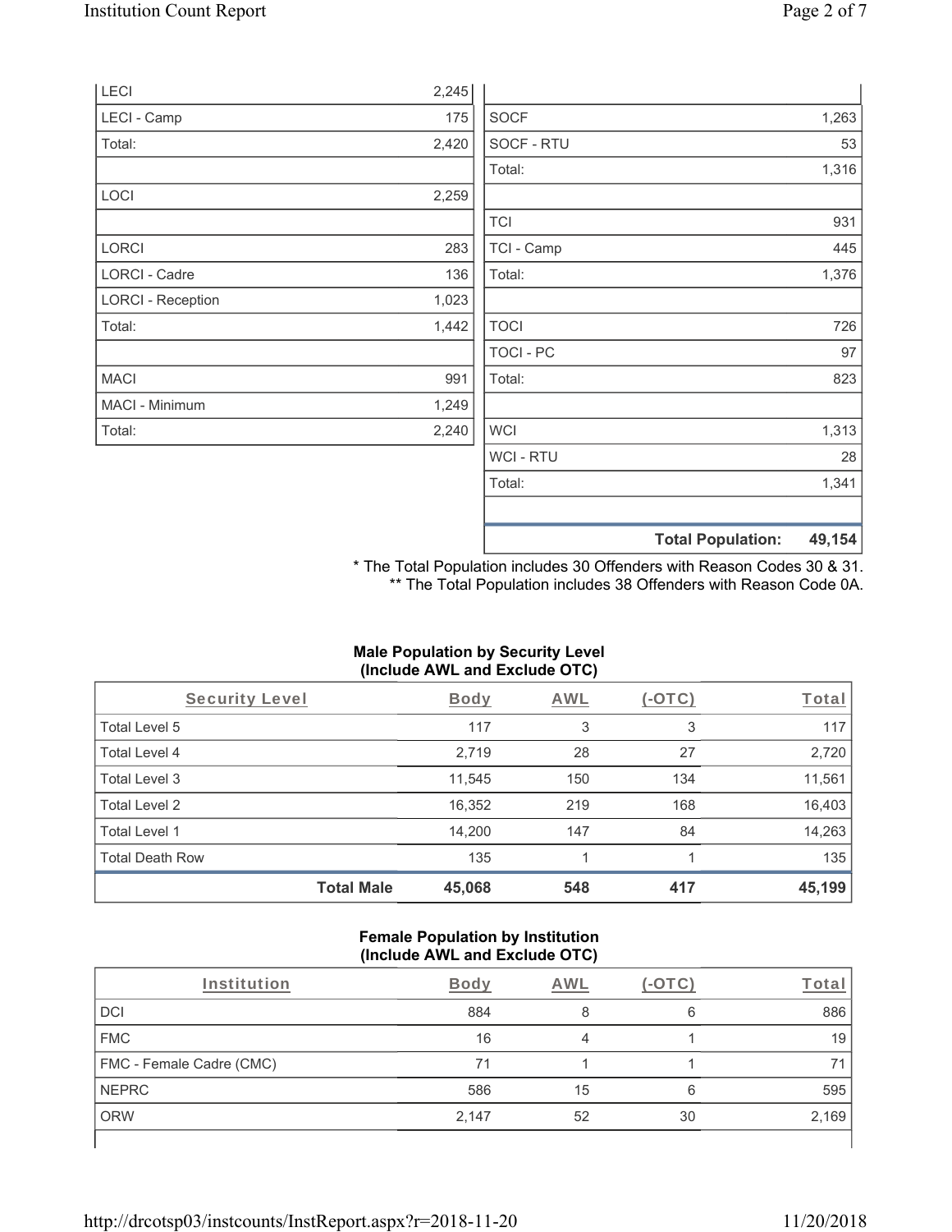| Institution | Count | Institution | Count |
|---|---|---|---|
| LECI | 2,245 | | |
| LECI - Camp | 175 | SOCF | 1,263 |
| Total: | 2,420 | SOCF - RTU | 53 |
| | | Total: | 1,316 |
| LOCI | 2,259 | | |
| | | TCI | 931 |
| LORCI | 283 | TCI - Camp | 445 |
| LORCI - Cadre | 136 | Total: | 1,376 |
| LORCI - Reception | 1,023 | | |
| Total: | 1,442 | TOCI | 726 |
| | | TOCI - PC | 97 |
| MACI | 991 | Total: | 823 |
| MACI - Minimum | 1,249 | | |
| Total: | 2,240 | WCI | 1,313 |
| | | WCI - RTU | 28 |
| | | Total: | 1,341 |
| | | | |
| | | **Total Population:** | **49,154** |

\* The Total Population includes 30 Offenders with Reason Codes 30 & 31.
\** The Total Population includes 38 Offenders with Reason Code 0A.

**Male Population by Security Level (Include AWL and Exclude OTC)**

| Security Level | Body | AWL | (-OTC) | Total |
|---|---|---|---|---|
| Total Level 5 | 117 | 3 | 3 | 117 |
| Total Level 4 | 2,719 | 28 | 27 | 2,720 |
| Total Level 3 | 11,545 | 150 | 134 | 11,561 |
| Total Level 2 | 16,352 | 219 | 168 | 16,403 |
| Total Level 1 | 14,200 | 147 | 84 | 14,263 |
| Total Death Row | 135 | 1 | 1 | 135 |
| **Total Male** | **45,068** | **548** | **417** | **45,199** |

**Female Population by Institution (Include AWL and Exclude OTC)**

| Institution | Body | AWL | (-OTC) | Total |
|---|---|---|---|---|
| DCI | 884 | 8 | 6 | 886 |
| FMC | 16 | 4 | 1 | 19 |
| FMC - Female Cadre (CMC) | 71 | 1 | 1 | 71 |
| NEPRC | 586 | 15 | 6 | 595 |
| ORW | 2,147 | 52 | 30 | 2,169 |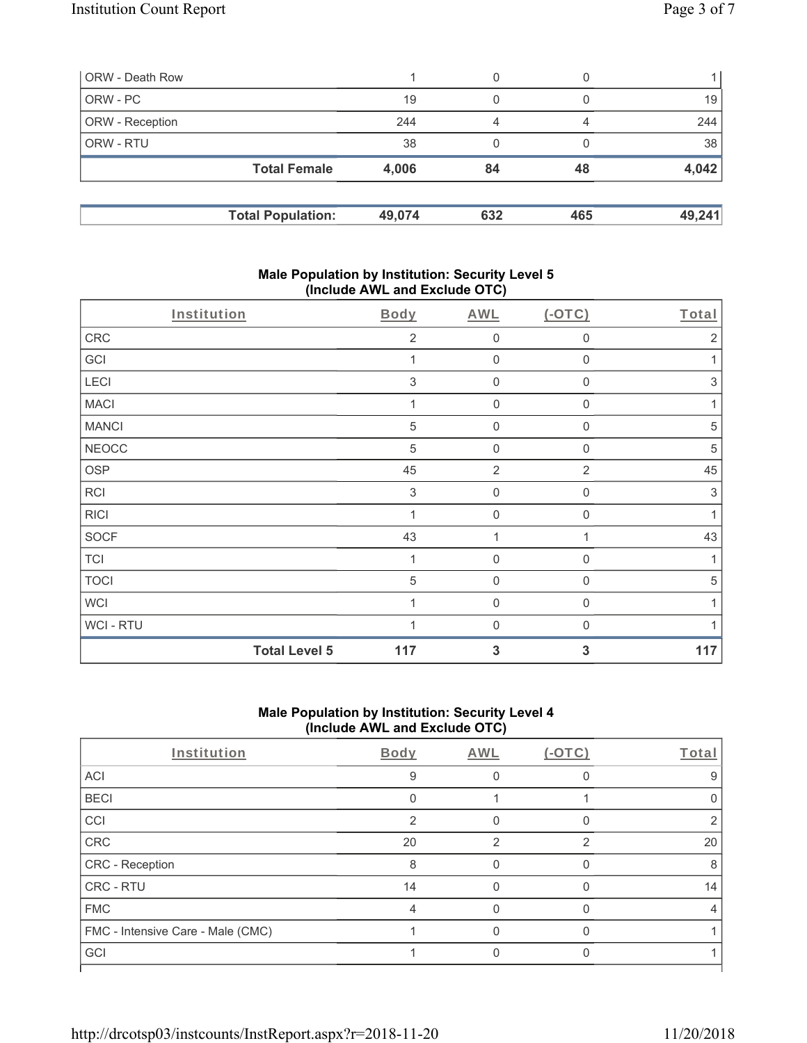| ORW - Death Row | 1 | 0 | 0 | 1 |
|---|---|---|---|---|
| ORW - PC | 19 | 0 | 0 | 19 |
| ORW - Reception | 244 | 4 | 4 | 244 |
| ORW - RTU | 38 | 0 | 0 | 38 |
| **Total Female** | **4,006** | **84** | **48** | **4,042** |

| **Total Population:** | **49,074** | **632** | **465** | **49,241** |
|---|---|---|---|---|

## Male Population by Institution: Security Level 5 (Include AWL and Exclude OTC)

| Institution | Body | AWL | (-OTC) | Total |
|---|---|---|---|---|
| CRC | 2 | 0 | 0 | 2 |
| GCI | 1 | 0 | 0 | 1 |
| LECI | 3 | 0 | 0 | 3 |
| MACI | 1 | 0 | 0 | 1 |
| MANCI | 5 | 0 | 0 | 5 |
| NEOCC | 5 | 0 | 0 | 5 |
| OSP | 45 | 2 | 2 | 45 |
| RCI | 3 | 0 | 0 | 3 |
| RICI | 1 | 0 | 0 | 1 |
| SOCF | 43 | 1 | 1 | 43 |
| TCI | 1 | 0 | 0 | 1 |
| TOCI | 5 | 0 | 0 | 5 |
| WCI | 1 | 0 | 0 | 1 |
| WCI - RTU | 1 | 0 | 0 | 1 |
| **Total Level 5** | **117** | **3** | **3** | **117** |

## Male Population by Institution: Security Level 4 (Include AWL and Exclude OTC)

| Institution | Body | AWL | (-OTC) | Total |
|---|---|---|---|---|
| ACI | 9 | 0 | 0 | 9 |
| BECI | 0 | 1 | 1 | 0 |
| CCI | 2 | 0 | 0 | 2 |
| CRC | 20 | 2 | 2 | 20 |
| CRC - Reception | 8 | 0 | 0 | 8 |
| CRC - RTU | 14 | 0 | 0 | 14 |
| FMC | 4 | 0 | 0 | 4 |
| FMC - Intensive Care - Male (CMC) | 1 | 0 | 0 | 1 |
| GCI | 1 | 0 | 0 | 1 |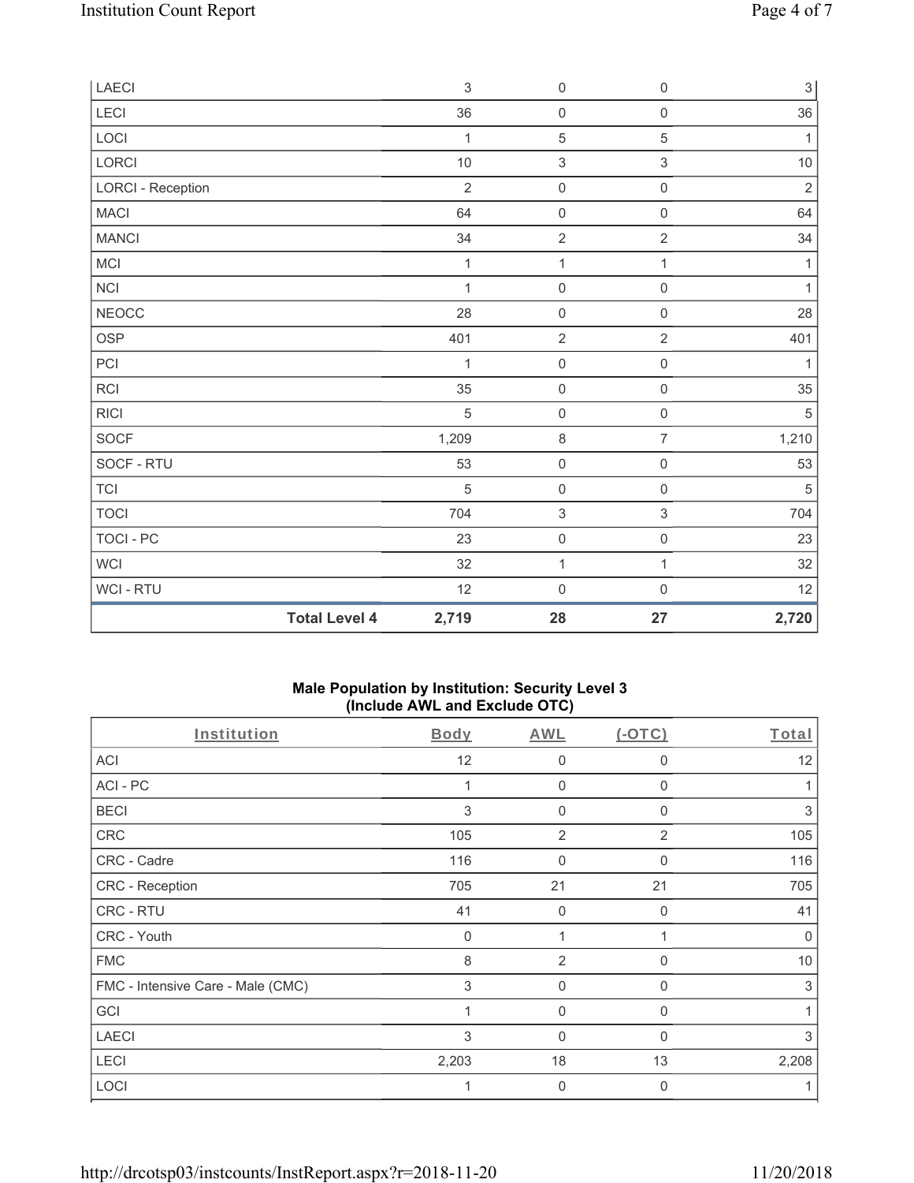| | Body | AWL | (-OTC) | Total |
|---|---|---|---|---|
| LAECI | 3 | 0 | 0 | 3 |
| LECI | 36 | 0 | 0 | 36 |
| LOCI | 1 | 5 | 5 | 1 |
| LORCI | 10 | 3 | 3 | 10 |
| LORCI - Reception | 2 | 0 | 0 | 2 |
| MACI | 64 | 0 | 0 | 64 |
| MANCI | 34 | 2 | 2 | 34 |
| MCI | 1 | 1 | 1 | 1 |
| NCI | 1 | 0 | 0 | 1 |
| NEOCC | 28 | 0 | 0 | 28 |
| OSP | 401 | 2 | 2 | 401 |
| PCI | 1 | 0 | 0 | 1 |
| RCI | 35 | 0 | 0 | 35 |
| RICI | 5 | 0 | 0 | 5 |
| SOCF | 1,209 | 8 | 7 | 1,210 |
| SOCF - RTU | 53 | 0 | 0 | 53 |
| TCI | 5 | 0 | 0 | 5 |
| TOCI | 704 | 3 | 3 | 704 |
| TOCI - PC | 23 | 0 | 0 | 23 |
| WCI | 32 | 1 | 1 | 32 |
| WCI - RTU | 12 | 0 | 0 | 12 |
| **Total Level 4** | **2,719** | **28** | **27** | **2,720** |

### Male Population by Institution: Security Level 3 (Include AWL and Exclude OTC)

| Institution | Body | AWL | (-OTC) | Total |
|---|---|---|---|---|
| ACI | 12 | 0 | 0 | 12 |
| ACI - PC | 1 | 0 | 0 | 1 |
| BECI | 3 | 0 | 0 | 3 |
| CRC | 105 | 2 | 2 | 105 |
| CRC - Cadre | 116 | 0 | 0 | 116 |
| CRC - Reception | 705 | 21 | 21 | 705 |
| CRC - RTU | 41 | 0 | 0 | 41 |
| CRC - Youth | 0 | 1 | 1 | 0 |
| FMC | 8 | 2 | 0 | 10 |
| FMC - Intensive Care - Male (CMC) | 3 | 0 | 0 | 3 |
| GCI | 1 | 0 | 0 | 1 |
| LAECI | 3 | 0 | 0 | 3 |
| LECI | 2,203 | 18 | 13 | 2,208 |
| LOCI | 1 | 0 | 0 | 1 |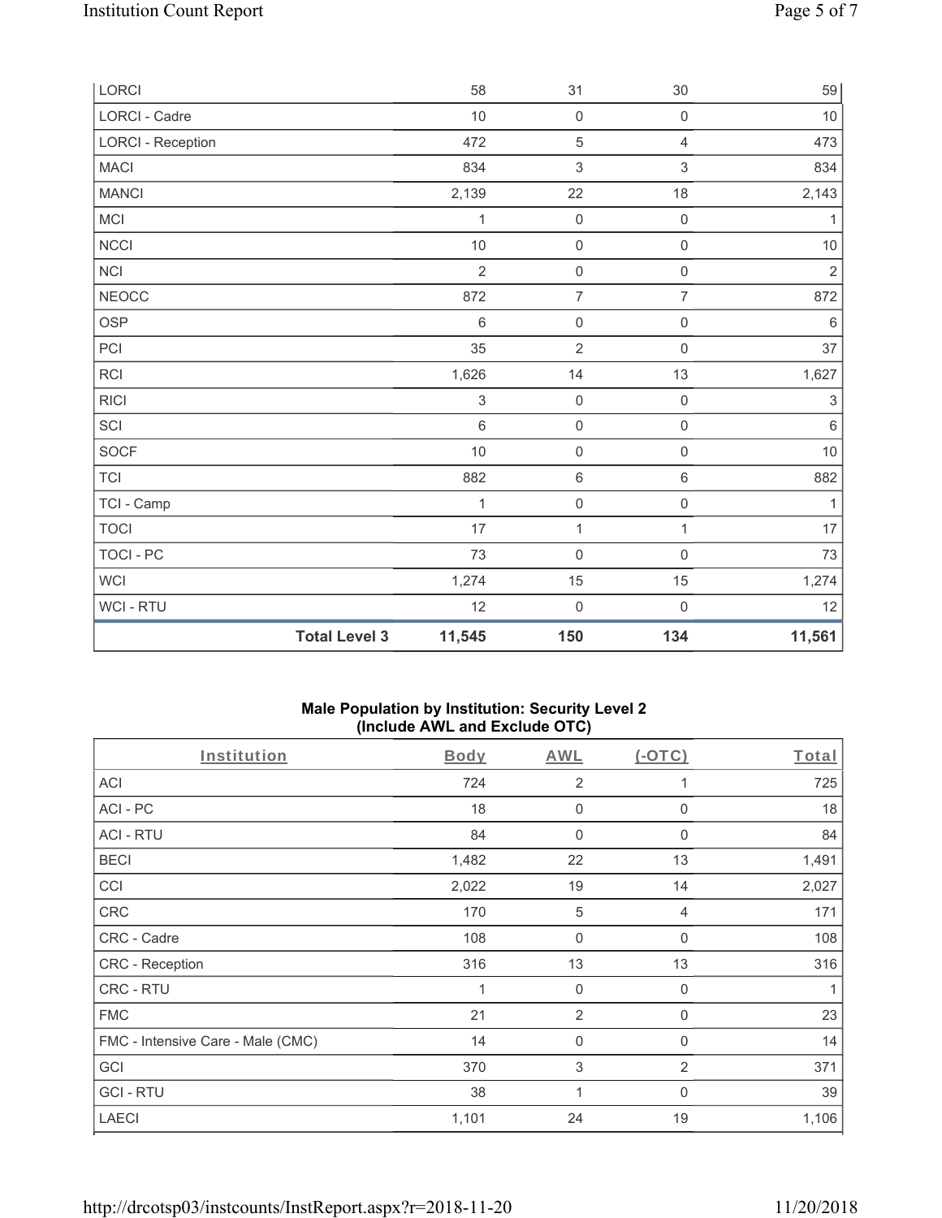| | Body | AWL | (-OTC) | Total |
|---|---|---|---|---|
| LORCI | 58 | 31 | 30 | 59 |
| LORCI - Cadre | 10 | 0 | 0 | 10 |
| LORCI - Reception | 472 | 5 | 4 | 473 |
| MACI | 834 | 3 | 3 | 834 |
| MANCI | 2,139 | 22 | 18 | 2,143 |
| MCI | 1 | 0 | 0 | 1 |
| NCCI | 10 | 0 | 0 | 10 |
| NCI | 2 | 0 | 0 | 2 |
| NEOCC | 872 | 7 | 7 | 872 |
| OSP | 6 | 0 | 0 | 6 |
| PCI | 35 | 2 | 0 | 37 |
| RCI | 1,626 | 14 | 13 | 1,627 |
| RICI | 3 | 0 | 0 | 3 |
| SCI | 6 | 0 | 0 | 6 |
| SOCF | 10 | 0 | 0 | 10 |
| TCI | 882 | 6 | 6 | 882 |
| TCI - Camp | 1 | 0 | 0 | 1 |
| TOCI | 17 | 1 | 1 | 17 |
| TOCI - PC | 73 | 0 | 0 | 73 |
| WCI | 1,274 | 15 | 15 | 1,274 |
| WCI - RTU | 12 | 0 | 0 | 12 |
| **Total Level 3** | **11,545** | **150** | **134** | **11,561** |

### Male Population by Institution: Security Level 2 (Include AWL and Exclude OTC)

| Institution | Body | AWL | (-OTC) | Total |
|---|---|---|---|---|
| ACI | 724 | 2 | 1 | 725 |
| ACI - PC | 18 | 0 | 0 | 18 |
| ACI - RTU | 84 | 0 | 0 | 84 |
| BECI | 1,482 | 22 | 13 | 1,491 |
| CCI | 2,022 | 19 | 14 | 2,027 |
| CRC | 170 | 5 | 4 | 171 |
| CRC - Cadre | 108 | 0 | 0 | 108 |
| CRC - Reception | 316 | 13 | 13 | 316 |
| CRC - RTU | 1 | 0 | 0 | 1 |
| FMC | 21 | 2 | 0 | 23 |
| FMC - Intensive Care - Male (CMC) | 14 | 0 | 0 | 14 |
| GCI | 370 | 3 | 2 | 371 |
| GCI - RTU | 38 | 1 | 0 | 39 |
| LAECI | 1,101 | 24 | 19 | 1,106 |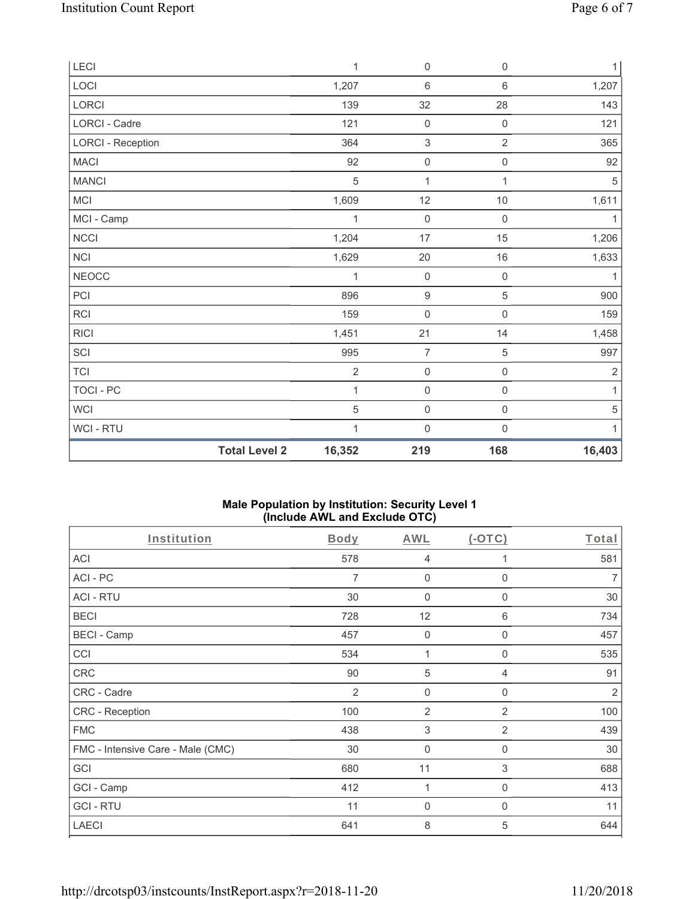| | | | | |
|---|---|---|---|---|
| LECI | 1 | 0 | 0 | 1 |
| LOCI | 1,207 | 6 | 6 | 1,207 |
| LORCI | 139 | 32 | 28 | 143 |
| LORCI - Cadre | 121 | 0 | 0 | 121 |
| LORCI - Reception | 364 | 3 | 2 | 365 |
| MACI | 92 | 0 | 0 | 92 |
| MANCI | 5 | 1 | 1 | 5 |
| MCI | 1,609 | 12 | 10 | 1,611 |
| MCI - Camp | 1 | 0 | 0 | 1 |
| NCCI | 1,204 | 17 | 15 | 1,206 |
| NCI | 1,629 | 20 | 16 | 1,633 |
| NEOCC | 1 | 0 | 0 | 1 |
| PCI | 896 | 9 | 5 | 900 |
| RCI | 159 | 0 | 0 | 159 |
| RICI | 1,451 | 21 | 14 | 1,458 |
| SCI | 995 | 7 | 5 | 997 |
| TCI | 2 | 0 | 0 | 2 |
| TOCI - PC | 1 | 0 | 0 | 1 |
| WCI | 5 | 0 | 0 | 5 |
| WCI - RTU | 1 | 0 | 0 | 1 |
| **Total Level 2** | **16,352** | **219** | **168** | **16,403** |

**Male Population by Institution: Security Level 1 (Include AWL and Exclude OTC)**

| Institution | Body | AWL | (-OTC) | Total |
|---|---|---|---|---|
| ACI | 578 | 4 | 1 | 581 |
| ACI - PC | 7 | 0 | 0 | 7 |
| ACI - RTU | 30 | 0 | 0 | 30 |
| BECI | 728 | 12 | 6 | 734 |
| BECI - Camp | 457 | 0 | 0 | 457 |
| CCI | 534 | 1 | 0 | 535 |
| CRC | 90 | 5 | 4 | 91 |
| CRC - Cadre | 2 | 0 | 0 | 2 |
| CRC - Reception | 100 | 2 | 2 | 100 |
| FMC | 438 | 3 | 2 | 439 |
| FMC - Intensive Care - Male (CMC) | 30 | 0 | 0 | 30 |
| GCI | 680 | 11 | 3 | 688 |
| GCI - Camp | 412 | 1 | 0 | 413 |
| GCI - RTU | 11 | 0 | 0 | 11 |
| LAECI | 641 | 8 | 5 | 644 |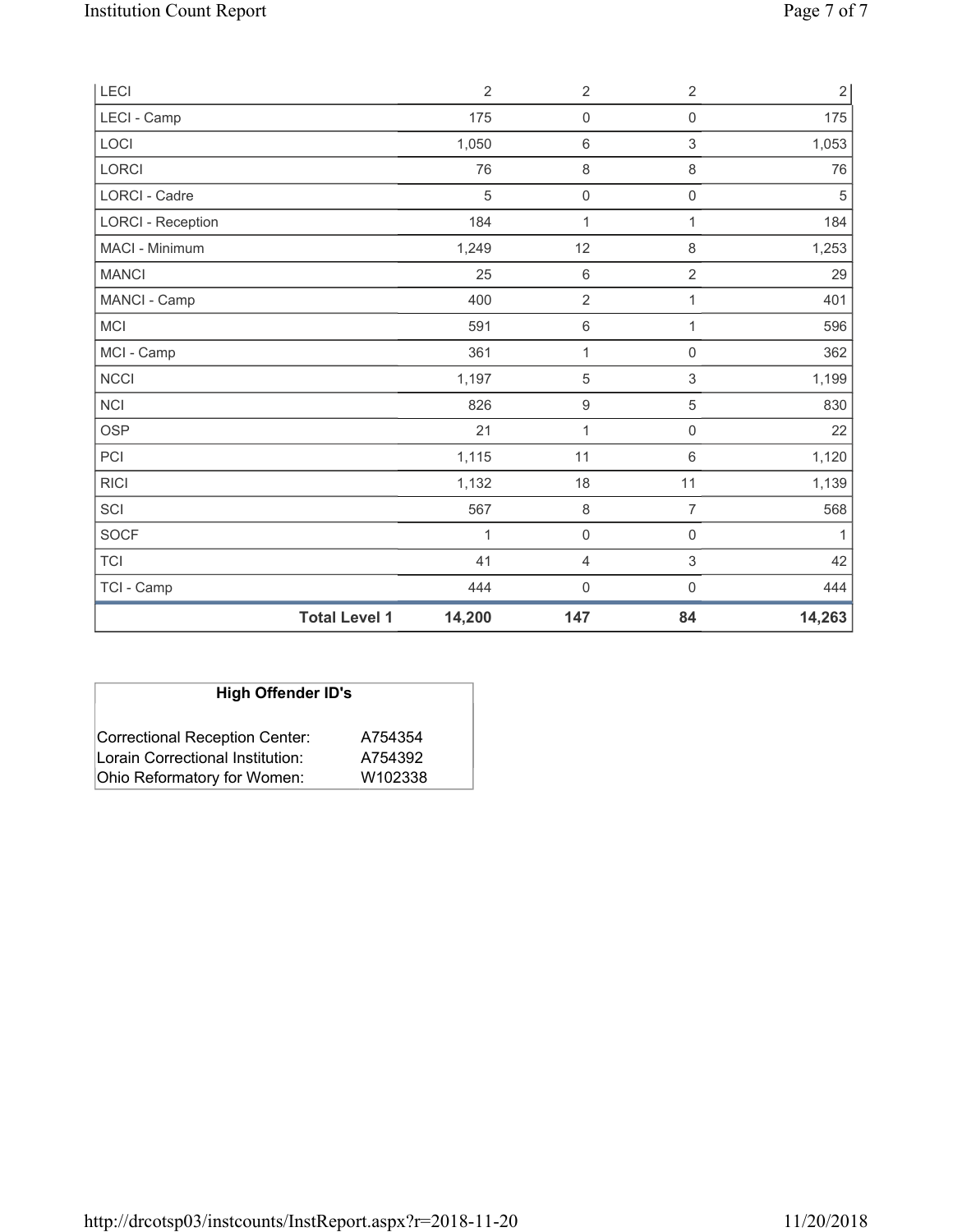| | | | | |
|---|---|---|---|---|
| LECI | 2 | 2 | 2 | 2 |
| LECI - Camp | 175 | 0 | 0 | 175 |
| LOCI | 1,050 | 6 | 3 | 1,053 |
| LORCI | 76 | 8 | 8 | 76 |
| LORCI - Cadre | 5 | 0 | 0 | 5 |
| LORCI - Reception | 184 | 1 | 1 | 184 |
| MACI - Minimum | 1,249 | 12 | 8 | 1,253 |
| MANCI | 25 | 6 | 2 | 29 |
| MANCI - Camp | 400 | 2 | 1 | 401 |
| MCI | 591 | 6 | 1 | 596 |
| MCI - Camp | 361 | 1 | 0 | 362 |
| NCCI | 1,197 | 5 | 3 | 1,199 |
| NCI | 826 | 9 | 5 | 830 |
| OSP | 21 | 1 | 0 | 22 |
| PCI | 1,115 | 11 | 6 | 1,120 |
| RICI | 1,132 | 18 | 11 | 1,139 |
| SCI | 567 | 8 | 7 | 568 |
| SOCF | 1 | 0 | 0 | 1 |
| TCI | 41 | 4 | 3 | 42 |
| TCI - Camp | 444 | 0 | 0 | 444 |
| **Total Level 1** | **14,200** | **147** | **84** | **14,263** |

| High Offender ID's | |
|---|---|
| Correctional Reception Center: | A754354 |
| Lorain Correctional Institution: | A754392 |
| Ohio Reformatory for Women: | W102338 |